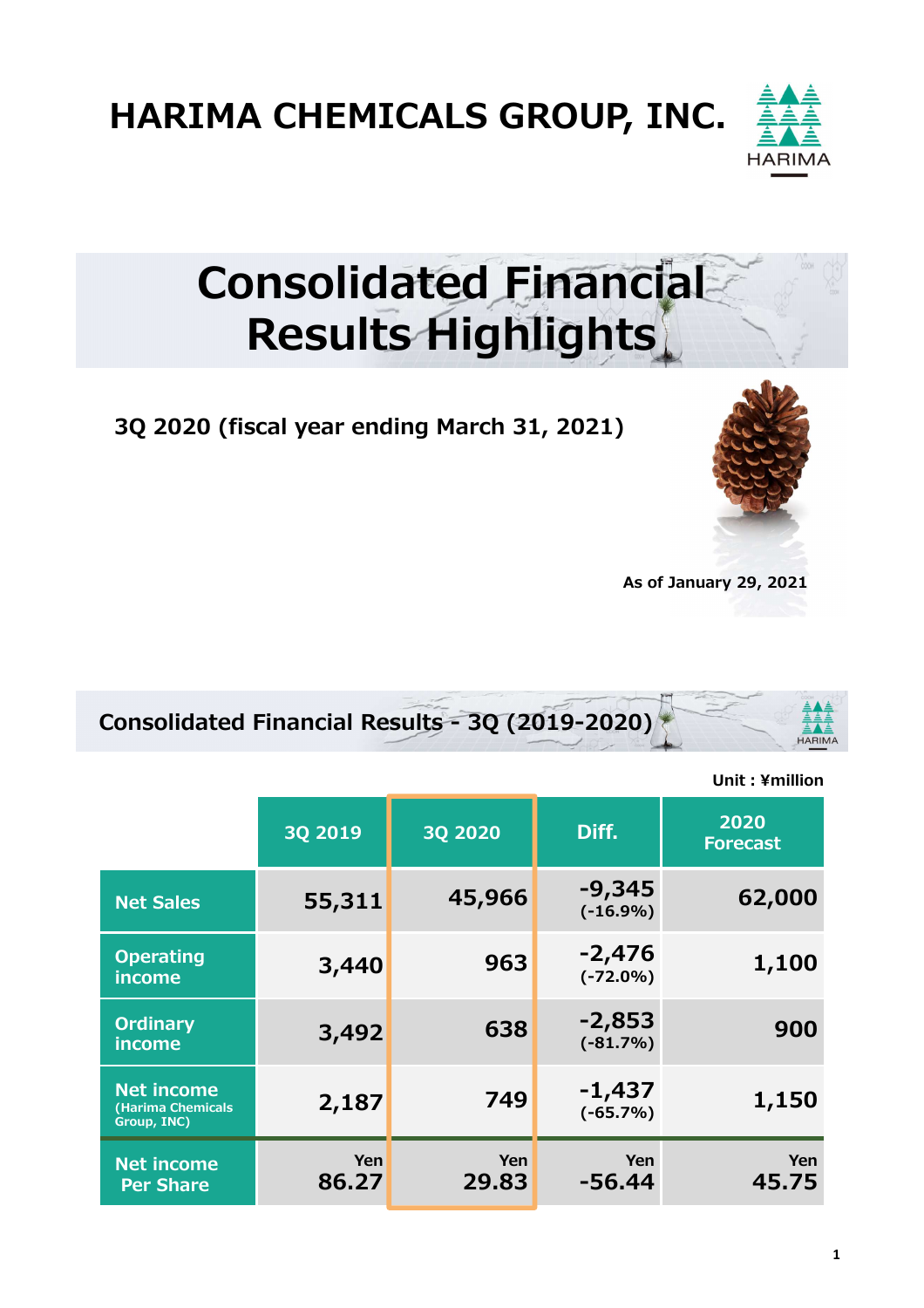# HARIMA CHEMICALS GROUP, INC.

# Consolidated Financial Results Highlights

**3Q 2020 (fiscal year ending March 31, 2021)**

As of January 29, 2021

## Consolidated Financial Results - 3Q (2019-2020)

Unit : ¥million

| | 3Q 2019 | 3Q 2020 | Diff. | 2020 Forecast |
|---|---|---|---|---|
| Net Sales | 55,311 | 45,966 | -9,345 (-16.9%) | 62,000 |
| Operating income | 3,440 | 963 | -2,476 (-72.0%) | 1,100 |
| Ordinary income | 3,492 | 638 | -2,853 (-81.7%) | 900 |
| Net income (Harima Chemicals Group, INC) | 2,187 | 749 | -1,437 (-65.7%) | 1,150 |
| Net income Per Share | Yen 86.27 | Yen 29.83 | Yen -56.44 | Yen 45.75 |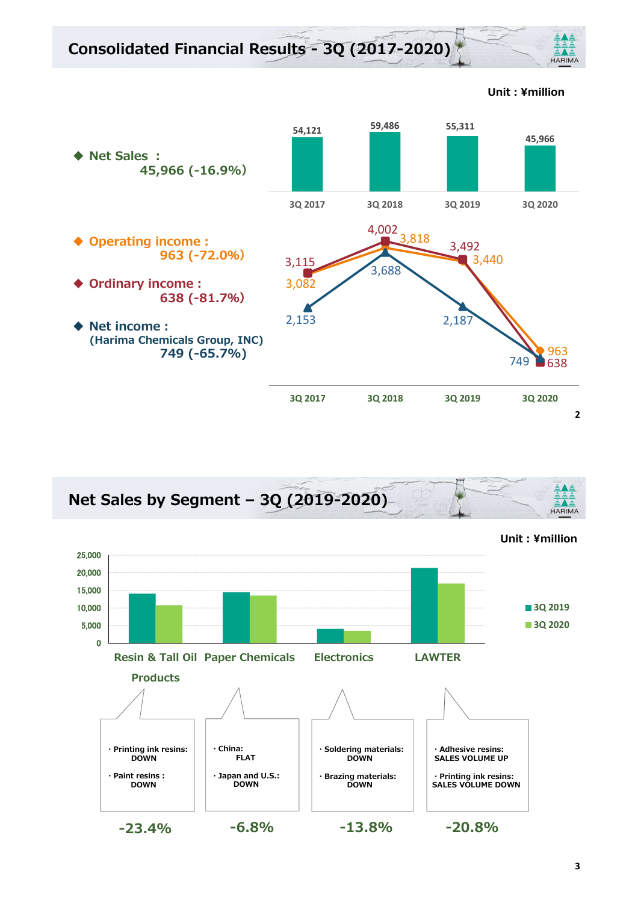# Consolidated Financial Results - 3Q (2017-2020)

Unit : ¥million

- **Net Sales : 45,966 (-16.9%)**
- **Operating income : 963 (-72.0%)**
- **Ordinary income : 638 (-81.7%)**
- **Net income : (Harima Chemicals Group, INC) 749 (-65.7%)**

| | 3Q 2017 | 3Q 2018 | 3Q 2019 | 3Q 2020 |
|---|---|---|---|---|
| Net Sales | 54,121 | 59,486 | 55,311 | 45,966 |
| Operating income | 3,082 | 3,818 | 3,440 | 963 |
| Ordinary income | 3,115 | 4,002 | 3,492 | 638 |
| Net income | 2,153 | 3,688 | 2,187 | 749 |

# Net Sales by Segment – 3Q (2019-2020)

Unit : ¥million

| Segment | Comments | Change |
|---|---|---|
| Resin & Tall Oil Products | ・Printing ink resins: DOWN<br>・Paint resins : DOWN | -23.4% |
| Paper Chemicals | ・China: FLAT<br>・Japan and U.S.: DOWN | -6.8% |
| Electronics | ・Soldering materials: DOWN<br>・Brazing materials: DOWN | -13.8% |
| LAWTER | ・Adhesive resins: SALES VOLUME UP<br>・Printing ink resins: SALES VOLUME DOWN | -20.8% |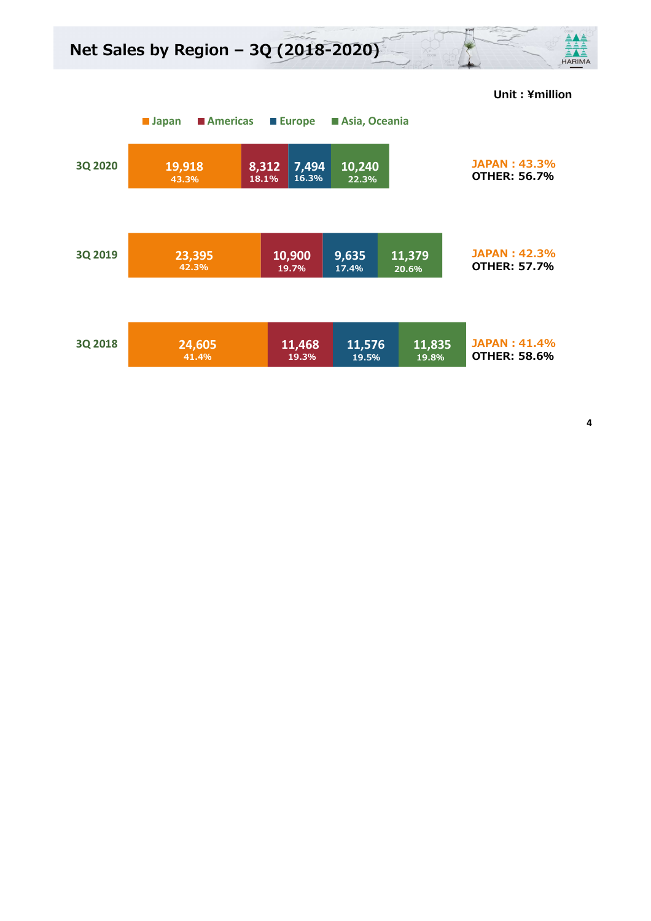# Net Sales by Region – 3Q (2018-2020)

Unit : ¥million

Japan  Americas  Europe  Asia, Oceania

3Q 2020
19,918 43.3%
8,312 18.1%
7,494 16.3%
10,240 22.3%
JAPAN : 43.3%
OTHER: 56.7%

3Q 2019
23,395 42.3%
10,900 19.7%
9,635 17.4%
11,379 20.6%
JAPAN : 42.3%
OTHER: 57.7%

3Q 2018
24,605 41.4%
11,468 19.3%
11,576 19.5%
11,835 19.8%
JAPAN : 41.4%
OTHER: 58.6%